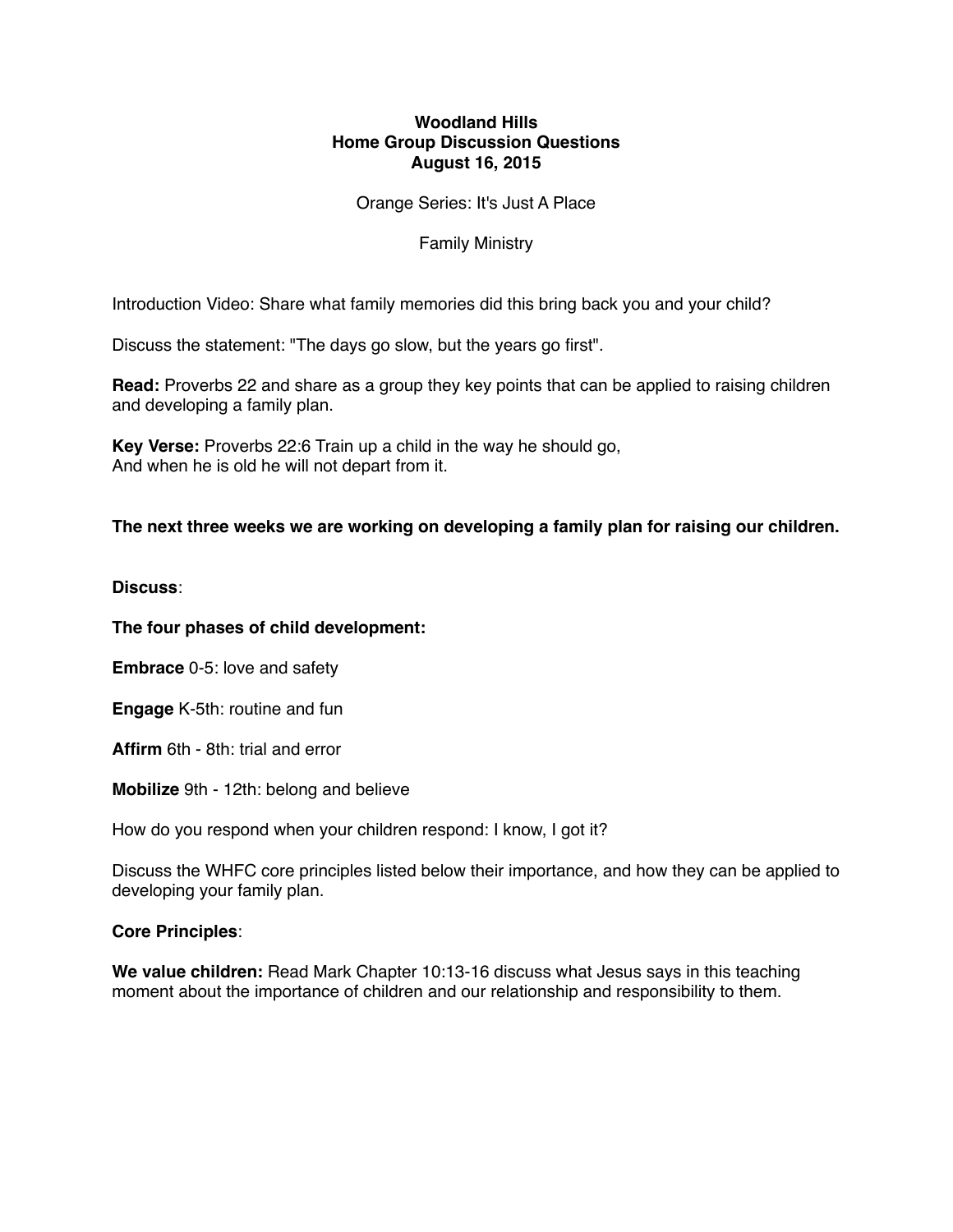**Woodland Hills**
**Home Group Discussion Questions**
**August 16, 2015**

Orange Series: It's Just A Place

Family Ministry

Introduction Video: Share what family memories did this bring back you and your child?

Discuss the statement: "The days go slow, but the years go first".

**Read:** Proverbs 22 and share as a group they key points that can be applied to raising children and developing a family plan.

**Key Verse:** Proverbs 22:6 Train up a child in the way he should go,
And when he is old he will not depart from it.

**The next three weeks we are working on developing a family plan for raising our children.**

**Discuss**:

**The four phases of child development:**

**Embrace** 0-5: love and safety

**Engage** K-5th: routine and fun

**Affirm** 6th - 8th: trial and error

**Mobilize** 9th - 12th: belong and believe

How do you respond when your children respond: I know, I got it?

Discuss the WHFC core principles listed below their importance, and how they can be applied to developing your family plan.

**Core Principles**:

**We value children:** Read Mark Chapter 10:13-16 discuss what Jesus says in this teaching moment about the importance of children and our relationship and responsibility to them.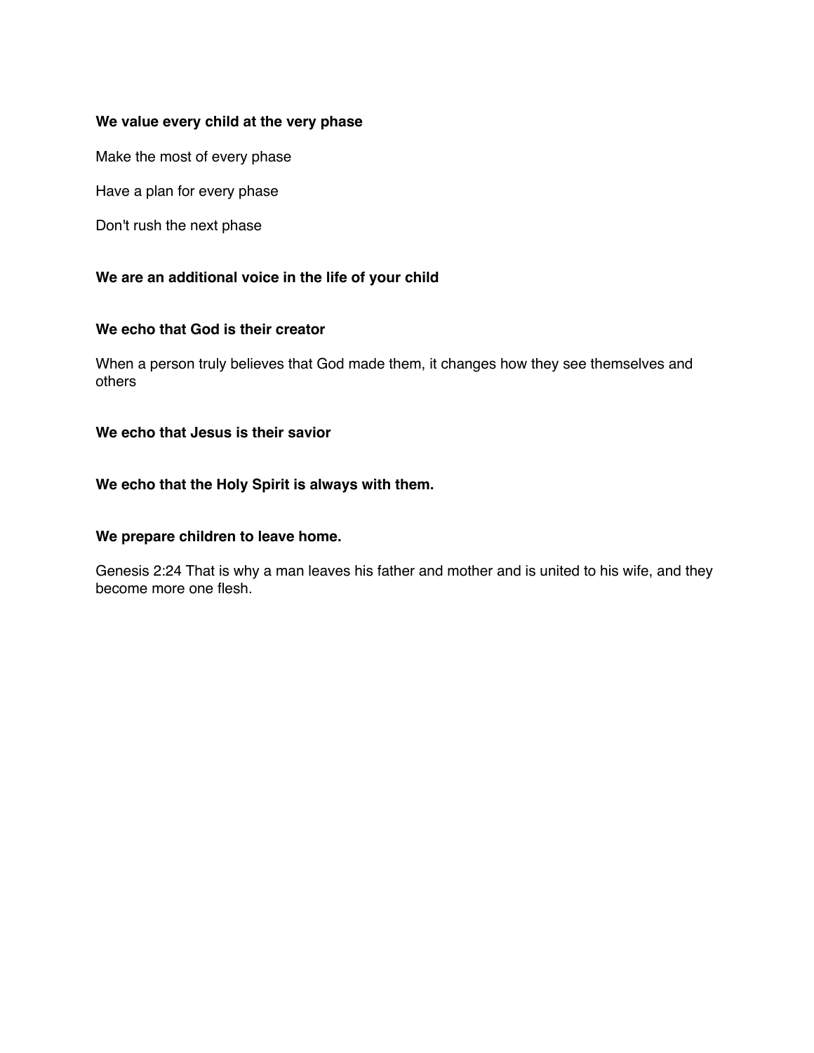**We value every child at the very phase**

Make the most of every phase

Have a plan for every phase

Don't rush the next phase

**We are an additional voice in the life of your child**

**We echo that God is their creator**

When a person truly believes that God made them, it changes how they see themselves and others

**We echo that Jesus is their savior**

**We echo that the Holy Spirit is always with them.**

**We prepare children to leave home.**

Genesis 2:24 That is why a man leaves his father and mother and is united to his wife, and they become more one flesh.